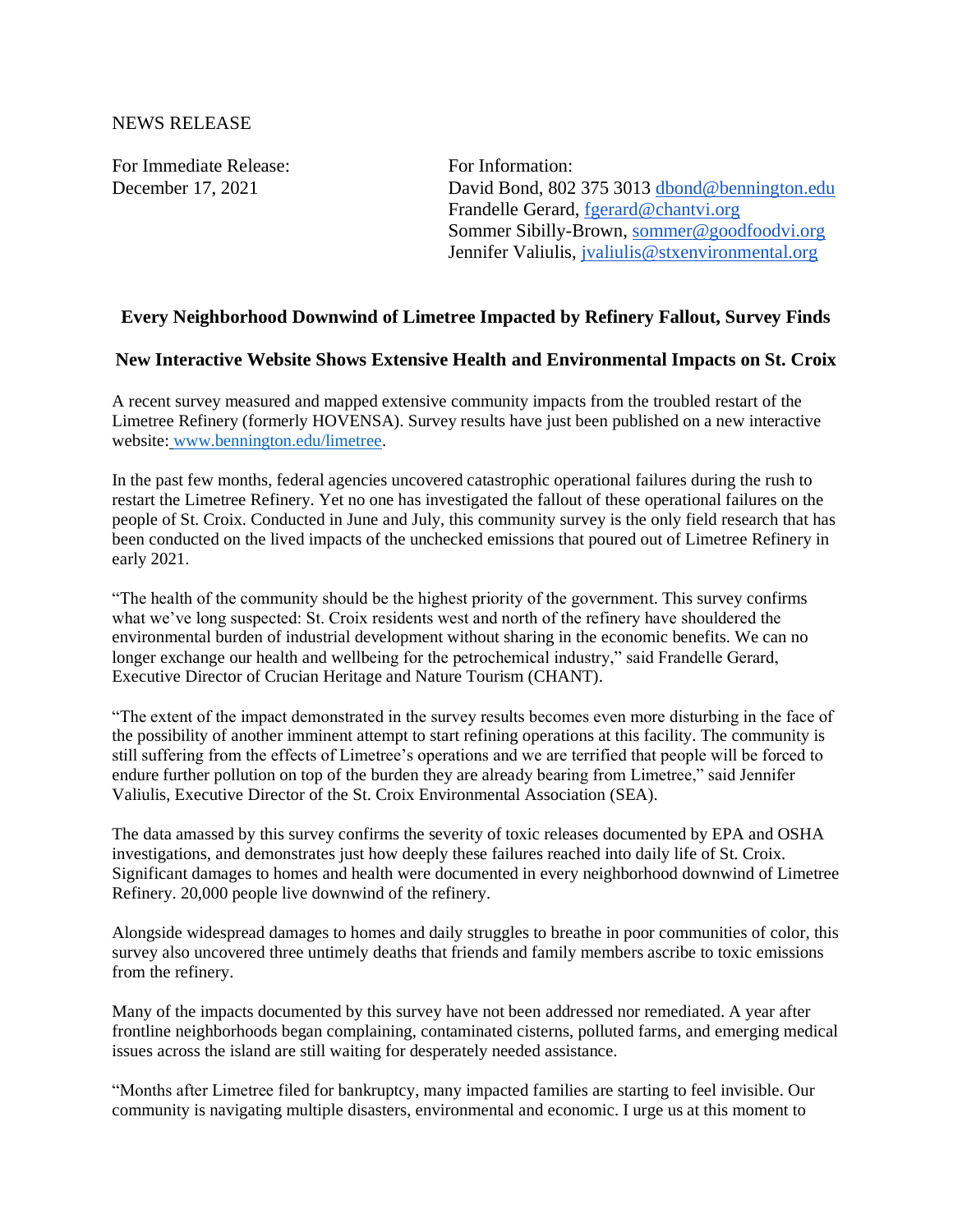NEWS RELEASE

For Immediate Release:
December 17, 2021

For Information:
David Bond, 802 375 3013 dbond@bennington.edu
Frandelle Gerard, fgerard@chantvi.org
Sommer Sibilly-Brown, sommer@goodfoodvi.org
Jennifer Valiulis, jvaliulis@stxenvironmental.org

## Every Neighborhood Downwind of Limetree Impacted by Refinery Fallout, Survey Finds

### New Interactive Website Shows Extensive Health and Environmental Impacts on St. Croix

A recent survey measured and mapped extensive community impacts from the troubled restart of the Limetree Refinery (formerly HOVENSA). Survey results have just been published on a new interactive website: www.bennington.edu/limetree.

In the past few months, federal agencies uncovered catastrophic operational failures during the rush to restart the Limetree Refinery. Yet no one has investigated the fallout of these operational failures on the people of St. Croix. Conducted in June and July, this community survey is the only field research that has been conducted on the lived impacts of the unchecked emissions that poured out of Limetree Refinery in early 2021.

"The health of the community should be the highest priority of the government. This survey confirms what we've long suspected: St. Croix residents west and north of the refinery have shouldered the environmental burden of industrial development without sharing in the economic benefits. We can no longer exchange our health and wellbeing for the petrochemical industry," said Frandelle Gerard, Executive Director of Crucian Heritage and Nature Tourism (CHANT).

"The extent of the impact demonstrated in the survey results becomes even more disturbing in the face of the possibility of another imminent attempt to start refining operations at this facility. The community is still suffering from the effects of Limetree's operations and we are terrified that people will be forced to endure further pollution on top of the burden they are already bearing from Limetree," said Jennifer Valiulis, Executive Director of the St. Croix Environmental Association (SEA).

The data amassed by this survey confirms the severity of toxic releases documented by EPA and OSHA investigations, and demonstrates just how deeply these failures reached into daily life of St. Croix. Significant damages to homes and health were documented in every neighborhood downwind of Limetree Refinery. 20,000 people live downwind of the refinery.

Alongside widespread damages to homes and daily struggles to breathe in poor communities of color, this survey also uncovered three untimely deaths that friends and family members ascribe to toxic emissions from the refinery.

Many of the impacts documented by this survey have not been addressed nor remediated. A year after frontline neighborhoods began complaining, contaminated cisterns, polluted farms, and emerging medical issues across the island are still waiting for desperately needed assistance.

"Months after Limetree filed for bankruptcy, many impacted families are starting to feel invisible. Our community is navigating multiple disasters, environmental and economic. I urge us at this moment to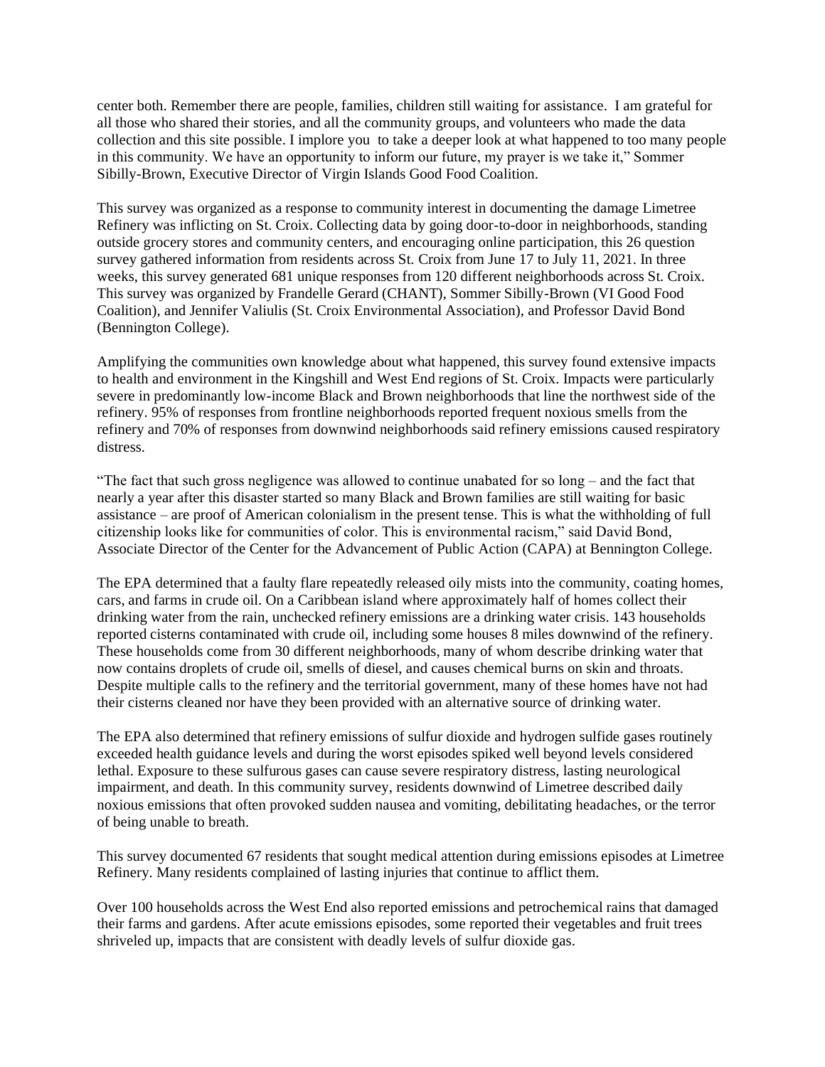center both. Remember there are people, families, children still waiting for assistance. I am grateful for all those who shared their stories, and all the community groups, and volunteers who made the data collection and this site possible. I implore you to take a deeper look at what happened to too many people in this community. We have an opportunity to inform our future, my prayer is we take it," Sommer Sibilly-Brown, Executive Director of Virgin Islands Good Food Coalition.

This survey was organized as a response to community interest in documenting the damage Limetree Refinery was inflicting on St. Croix. Collecting data by going door-to-door in neighborhoods, standing outside grocery stores and community centers, and encouraging online participation, this 26 question survey gathered information from residents across St. Croix from June 17 to July 11, 2021. In three weeks, this survey generated 681 unique responses from 120 different neighborhoods across St. Croix. This survey was organized by Frandelle Gerard (CHANT), Sommer Sibilly-Brown (VI Good Food Coalition), and Jennifer Valiulis (St. Croix Environmental Association), and Professor David Bond (Bennington College).

Amplifying the communities own knowledge about what happened, this survey found extensive impacts to health and environment in the Kingshill and West End regions of St. Croix. Impacts were particularly severe in predominantly low-income Black and Brown neighborhoods that line the northwest side of the refinery. 95% of responses from frontline neighborhoods reported frequent noxious smells from the refinery and 70% of responses from downwind neighborhoods said refinery emissions caused respiratory distress.

"The fact that such gross negligence was allowed to continue unabated for so long – and the fact that nearly a year after this disaster started so many Black and Brown families are still waiting for basic assistance – are proof of American colonialism in the present tense. This is what the withholding of full citizenship looks like for communities of color. This is environmental racism," said David Bond, Associate Director of the Center for the Advancement of Public Action (CAPA) at Bennington College.

The EPA determined that a faulty flare repeatedly released oily mists into the community, coating homes, cars, and farms in crude oil. On a Caribbean island where approximately half of homes collect their drinking water from the rain, unchecked refinery emissions are a drinking water crisis. 143 households reported cisterns contaminated with crude oil, including some houses 8 miles downwind of the refinery. These households come from 30 different neighborhoods, many of whom describe drinking water that now contains droplets of crude oil, smells of diesel, and causes chemical burns on skin and throats. Despite multiple calls to the refinery and the territorial government, many of these homes have not had their cisterns cleaned nor have they been provided with an alternative source of drinking water.

The EPA also determined that refinery emissions of sulfur dioxide and hydrogen sulfide gases routinely exceeded health guidance levels and during the worst episodes spiked well beyond levels considered lethal. Exposure to these sulfurous gases can cause severe respiratory distress, lasting neurological impairment, and death. In this community survey, residents downwind of Limetree described daily noxious emissions that often provoked sudden nausea and vomiting, debilitating headaches, or the terror of being unable to breath.

This survey documented 67 residents that sought medical attention during emissions episodes at Limetree Refinery. Many residents complained of lasting injuries that continue to afflict them.

Over 100 households across the West End also reported emissions and petrochemical rains that damaged their farms and gardens. After acute emissions episodes, some reported their vegetables and fruit trees shriveled up, impacts that are consistent with deadly levels of sulfur dioxide gas.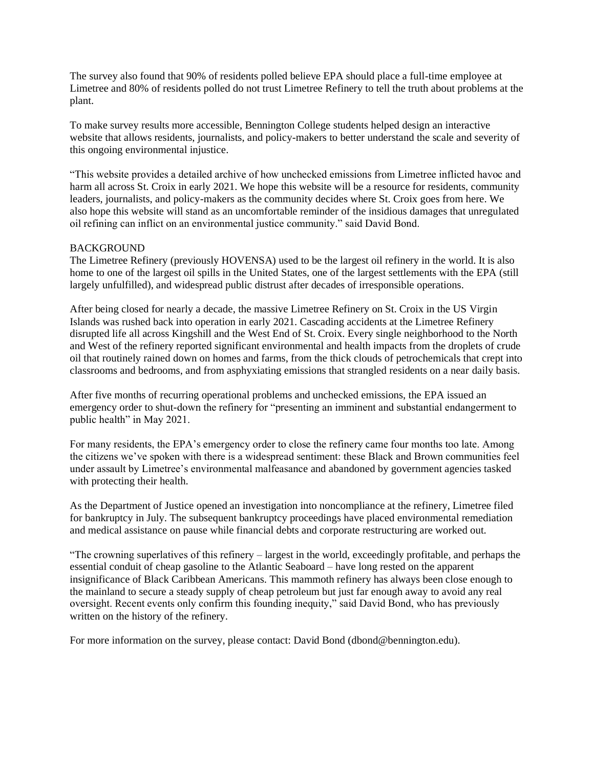The survey also found that 90% of residents polled believe EPA should place a full-time employee at Limetree and 80% of residents polled do not trust Limetree Refinery to tell the truth about problems at the plant.

To make survey results more accessible, Bennington College students helped design an interactive website that allows residents, journalists, and policy-makers to better understand the scale and severity of this ongoing environmental injustice.

"This website provides a detailed archive of how unchecked emissions from Limetree inflicted havoc and harm all across St. Croix in early 2021. We hope this website will be a resource for residents, community leaders, journalists, and policy-makers as the community decides where St. Croix goes from here. We also hope this website will stand as an uncomfortable reminder of the insidious damages that unregulated oil refining can inflict on an environmental justice community." said David Bond.

BACKGROUND

The Limetree Refinery (previously HOVENSA) used to be the largest oil refinery in the world. It is also home to one of the largest oil spills in the United States, one of the largest settlements with the EPA (still largely unfulfilled), and widespread public distrust after decades of irresponsible operations.

After being closed for nearly a decade, the massive Limetree Refinery on St. Croix in the US Virgin Islands was rushed back into operation in early 2021. Cascading accidents at the Limetree Refinery disrupted life all across Kingshill and the West End of St. Croix. Every single neighborhood to the North and West of the refinery reported significant environmental and health impacts from the droplets of crude oil that routinely rained down on homes and farms, from the thick clouds of petrochemicals that crept into classrooms and bedrooms, and from asphyxiating emissions that strangled residents on a near daily basis.

After five months of recurring operational problems and unchecked emissions, the EPA issued an emergency order to shut-down the refinery for "presenting an imminent and substantial endangerment to public health" in May 2021.

For many residents, the EPA's emergency order to close the refinery came four months too late. Among the citizens we've spoken with there is a widespread sentiment: these Black and Brown communities feel under assault by Limetree's environmental malfeasance and abandoned by government agencies tasked with protecting their health.

As the Department of Justice opened an investigation into noncompliance at the refinery, Limetree filed for bankruptcy in July. The subsequent bankruptcy proceedings have placed environmental remediation and medical assistance on pause while financial debts and corporate restructuring are worked out.

"The crowning superlatives of this refinery – largest in the world, exceedingly profitable, and perhaps the essential conduit of cheap gasoline to the Atlantic Seaboard – have long rested on the apparent insignificance of Black Caribbean Americans. This mammoth refinery has always been close enough to the mainland to secure a steady supply of cheap petroleum but just far enough away to avoid any real oversight. Recent events only confirm this founding inequity," said David Bond, who has previously written on the history of the refinery.

For more information on the survey, please contact: David Bond (dbond@bennington.edu).